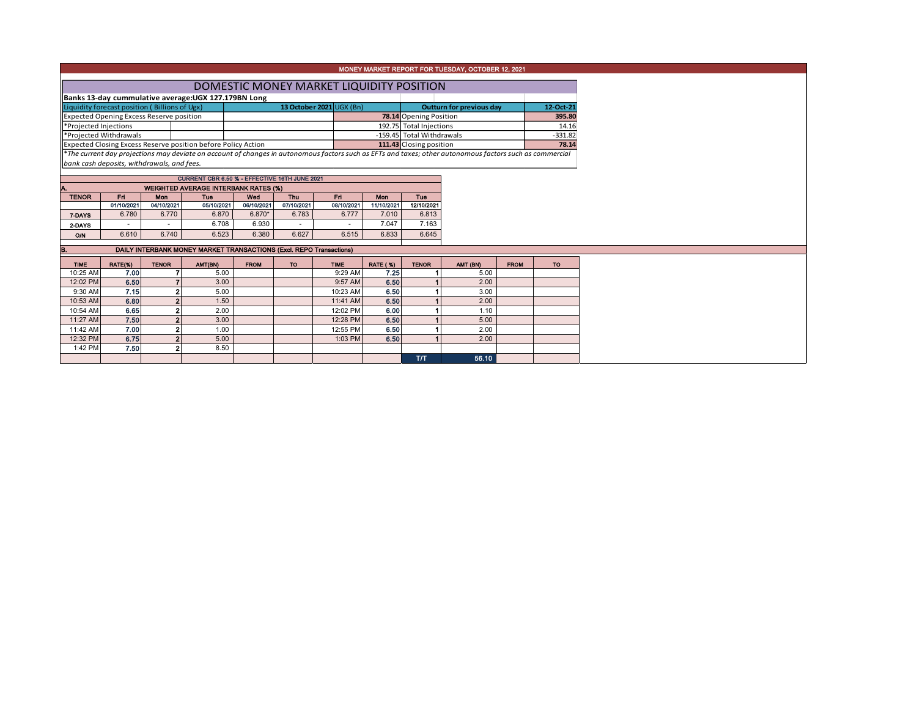# MONEY MARKET REPORT FOR TUESDAY, OCTOBER 12, 2021

## DOMESTIC MONEY MARKET LIQUIDITY POSITION

**Banks 13-day cummulative average:UGX 127.179BN Long**

| Liquidity forecast position ( Billions of Ugx) | 13 October 2021 UGX (Bn) | Outturn for previous day | 12-Oct-21 |
|---|---|---|---|
| Expected Opening Excess Reserve position | **78.14** | Opening Position | **395.80** |
| *Projected Injections | 192.75 | Total Injections | 14.16 |
| *Projected Withdrawals | -159.45 | Total Withdrawals | -331.82 |
| Expected Closing Excess Reserve position before Policy Action | **111.43** | Closing position | **78.14** |

*The current day projections may deviate on account of changes in autonomous factors such as EFTs and taxes; other autonomous factors such as commercial bank cash deposits, withdrawals, and fees.*

**CURRENT CBR 6.50 % - EFFECTIVE 16TH JUNE 2021**

### A. WEIGHTED AVERAGE INTERBANK RATES (%)

| TENOR | Fri 01/10/2021 | Mon 04/10/2021 | Tue 05/10/2021 | Wed 06/10/2021 | Thu 07/10/2021 | Fri 08/10/2021 | Mon 11/10/2021 | Tue 12/10/2021 |
|---|---|---|---|---|---|---|---|---|
| 7-DAYS | 6.780 | 6.770 | 6.870 | 6.870* | 6.783 | 6.777 | 7.010 | 6.813 |
| 2-DAYS | - | - | 6.708 | 6.930 | - | - | 7.047 | 7.163 |
| O/N | 6.610 | 6.740 | 6.523 | 6.380 | 6.627 | 6.515 | 6.833 | 6.645 |

### B. DAILY INTERBANK MONEY MARKET TRANSACTIONS (Excl. REPO Transactions)

| TIME | RATE(%) | TENOR | AMT(BN) | FROM | TO | TIME | RATE ( %) | TENOR | AMT (BN) | FROM | TO |
|---|---|---|---|---|---|---|---|---|---|---|---|
| 10:25 AM | 7.00 | 7 | 5.00 | | | 9:29 AM | 7.25 | 1 | 5.00 | | |
| 12:02 PM | 6.50 | 7 | 3.00 | | | 9:57 AM | 6.50 | 1 | 2.00 | | |
| 9:30 AM | 7.15 | 2 | 5.00 | | | 10:23 AM | 6.50 | 1 | 3.00 | | |
| 10:53 AM | 6.80 | 2 | 1.50 | | | 11:41 AM | 6.50 | 1 | 2.00 | | |
| 10:54 AM | 6.65 | 2 | 2.00 | | | 12:02 PM | 6.00 | 1 | 1.10 | | |
| 11:27 AM | 7.50 | 2 | 3.00 | | | 12:28 PM | 6.50 | 1 | 5.00 | | |
| 11:42 AM | 7.00 | 2 | 1.00 | | | 12:55 PM | 6.50 | 1 | 2.00 | | |
| 12:32 PM | 6.75 | 2 | 5.00 | | | 1:03 PM | 6.50 | 1 | 2.00 | | |
| 1:42 PM | 7.50 | 2 | 8.50 | | | | | | | | |
| | | | | | | | | T/T | 56.10 | | |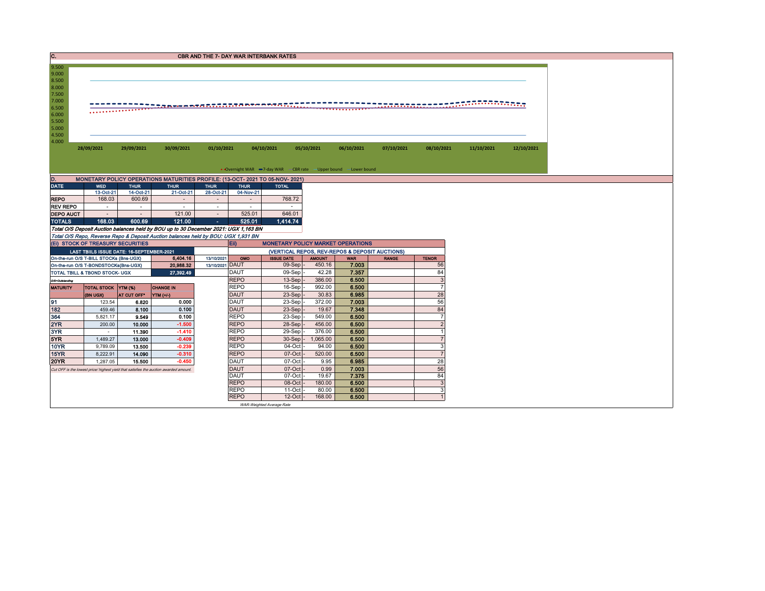## C. CBR AND THE 7- DAY WAR INTERBANK RATES

9.500
9.000
8.500
8.000
7.500
7.000
6.500
6.000
5.500
5.000
4.500
4.000

28/09/2021 29/09/2021 30/09/2021 01/10/2021 04/10/2021 05/10/2021 06/10/2021 07/10/2021 08/10/2021 11/10/2021 12/10/2021

Overnight WAR — 7-day WAR — CBR rate — Upper bound — Lower bound

## D. MONETARY POLICY OPERATIONS MATURITIES PROFILE: (13-OCT- 2021 TO 05-NOV- 2021)

| DATE | WED | THUR | THUR | THUR | THUR | TOTAL |
|---|---|---|---|---|---|---|
| | 13-Oct-21 | 14-Oct-21 | 21-Oct-21 | 28-Oct-21 | 04-Nov-21 | |
| REPO | 168.03 | 600.69 | - | - | - | 768.72 |
| REV REPO | - | - | - | - | - | - |
| DEPO AUCT | - | - | 121.00 | - | 525.01 | 646.01 |
| TOTALS | 168.03 | 600.69 | 121.00 | - | 525.01 | 1,414.74 |

*Total O/S Deposit Auction balances held by BOU up to 30 December 2021: UGX 1,163 BN*

*Total O/S Repo, Reverse Repo & Deposit Auction balances held by BOU: UGX 1,931 BN*

## (Ei) STOCK OF TREASURY SECURITIES

| LAST TBIILS ISSUE DATE: 16-SEPTEMBER-2021 | | |
|---|---|---|
| On-the-run O/S T-BILL STOCKs (Bns-UGX) | 6,404.16 | 13/10/2021 |
| On-the-run O/S T-BONDSTOCKs(Bns-UGX) | 20,988.32 | 13/10/2021 |
| TOTAL TBILL & TBOND STOCK- UGX | 27,392.49 | |

O/S=Outstanding

| MATURITY | TOTAL STOCK (BN UGX) | YTM (%) AT CUT OFF* | CHANGE IN YTM (+/-) |
|---|---|---|---|
| 91 | 123.54 | 6.820 | 0.000 |
| 182 | 459.46 | 8.100 | 0.100 |
| 364 | 5,821.17 | 9.549 | 0.100 |
| 2YR | 200.00 | 10.000 | -1.500 |
| 3YR | - | 11.390 | -1.410 |
| 5YR | 1,489.27 | 13.000 | -0.409 |
| 10YR | 9,789.09 | 13.500 | -0.239 |
| 15YR | 8,222.91 | 14.090 | -0.310 |
| 20YR | 1,287.05 | 15.500 | -0.450 |

*Cut OFF is the lowest price/ highest yield that satisfies the auction awarded amount.*

## Eii) MONETARY POLICY MARKET OPERATIONS

(VERTICAL REPOS, REV-REPOS & DEPOSIT AUCTIONS)

| OMO | ISSUE DATE | AMOUNT | WAR | RANGE | TENOR |
|---|---|---|---|---|---|
| DAUT | 09-Sep | 450.16 | 7.003 | | 56 |
| DAUT | 09-Sep | 42.28 | 7.357 | | 84 |
| REPO | 13-Sep | 386.00 | 6.500 | | 3 |
| REPO | 16-Sep | 992.00 | 6.500 | | 7 |
| DAUT | 23-Sep | 30.83 | 6.985 | | 28 |
| DAUT | 23-Sep | 372.00 | 7.003 | | 56 |
| DAUT | 23-Sep | 19.67 | 7.348 | | 84 |
| REPO | 23-Sep | 549.00 | 6.500 | | 7 |
| REPO | 28-Sep | 456.00 | 6.500 | | 2 |
| REPO | 29-Sep | 376.00 | 6.500 | | 1 |
| REPO | 30-Sep | 1,065.00 | 6.500 | | 7 |
| REPO | 04-Oct | 94.00 | 6.500 | | 3 |
| REPO | 07-Oct | 520.00 | 6.500 | | 7 |
| DAUT | 07-Oct | 9.95 | 6.985 | | 28 |
| DAUT | 07-Oct | 0.99 | 7.003 | | 56 |
| DAUT | 07-Oct | 19.67 | 7.375 | | 84 |
| REPO | 08-Oct | 180.00 | 6.500 | | 3 |
| REPO | 11-Oct | 80.00 | 6.500 | | 3 |
| REPO | 12-Oct | 168.00 | 6.500 | | 1 |

*WAR-Weighted Average Rate*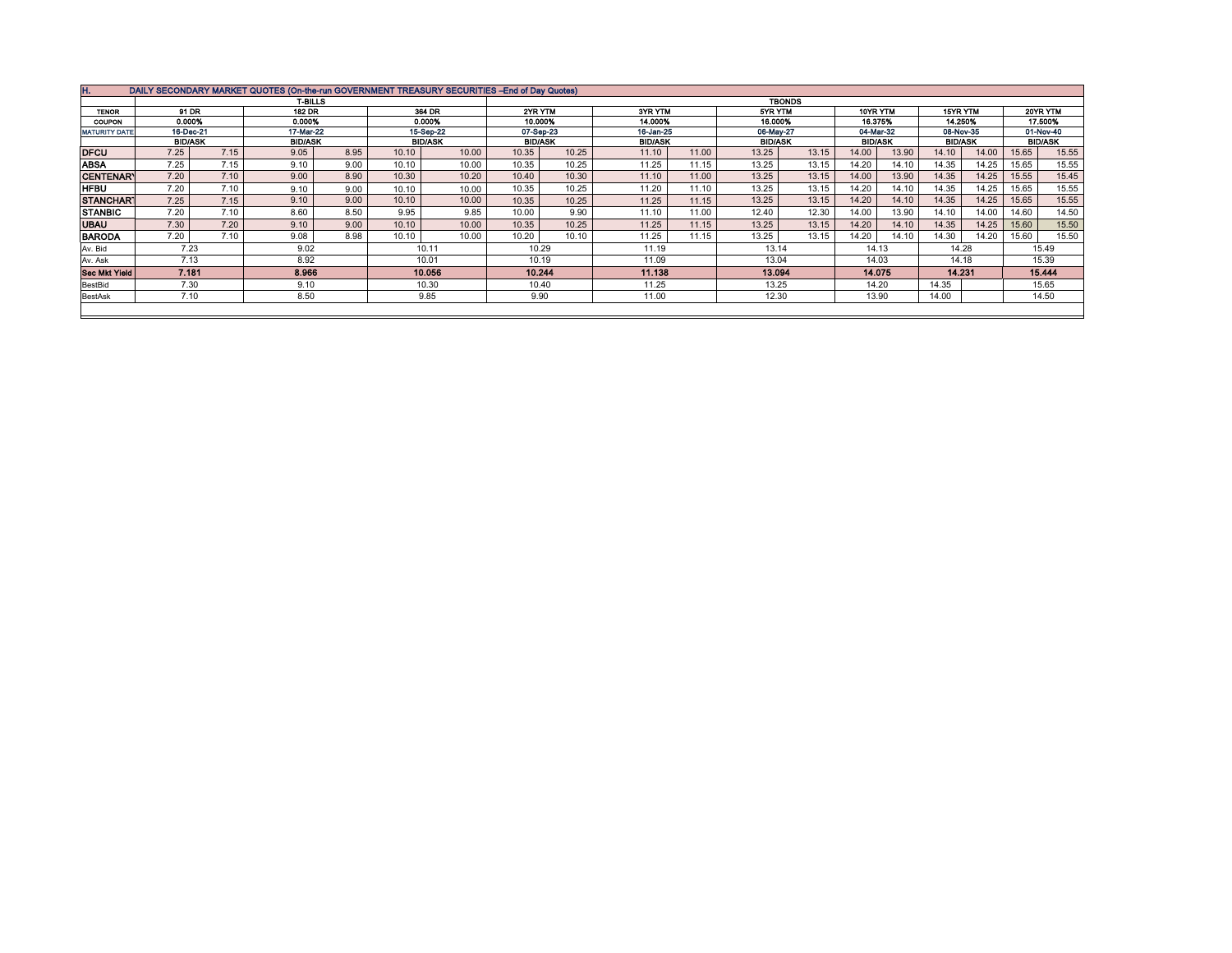## H. DAILY SECONDARY MARKET QUOTES (On-the-run GOVERNMENT TREASURY SECURITIES –End of Day Quotes)

| | T-BILLS | | | | | | TBONDS | | | | | | | | | | | |
|---|---|---|---|---|---|---|---|---|---|---|---|---|---|---|---|---|---|---|
| TENOR | 91 DR | | 182 DR | | 364 DR | | 2YR YTM | | 3YR YTM | | 5YR YTM | | 10YR YTM | | 15YR YTM | | 20YR YTM | |
| COUPON | 0.000% | | 0.000% | | 0.000% | | 10.000% | | 14.000% | | 16.000% | | 16.375% | | 14.250% | | 17.500% | |
| MATURITY DATE | 16-Dec-21 | | 17-Mar-22 | | 15-Sep-22 | | 07-Sep-23 | | 16-Jan-25 | | 06-May-27 | | 04-Mar-32 | | 08-Nov-35 | | 01-Nov-40 | |
| | BID/ASK | | BID/ASK | | BID/ASK | | BID/ASK | | BID/ASK | | BID/ASK | | BID/ASK | | BID/ASK | | BID/ASK | |
| DFCU | 7.25 | 7.15 | 9.05 | 8.95 | 10.10 | 10.00 | 10.35 | 10.25 | 11.10 | 11.00 | 13.25 | 13.15 | 14.00 | 13.90 | 14.10 | 14.00 | 15.65 | 15.55 |
| ABSA | 7.25 | 7.15 | 9.10 | 9.00 | 10.10 | 10.00 | 10.35 | 10.25 | 11.25 | 11.15 | 13.25 | 13.15 | 14.20 | 14.10 | 14.35 | 14.25 | 15.65 | 15.55 |
| CENTENARY | 7.20 | 7.10 | 9.00 | 8.90 | 10.30 | 10.20 | 10.40 | 10.30 | 11.10 | 11.00 | 13.25 | 13.15 | 14.00 | 13.90 | 14.35 | 14.25 | 15.55 | 15.45 |
| HFBU | 7.20 | 7.10 | 9.10 | 9.00 | 10.10 | 10.00 | 10.35 | 10.25 | 11.20 | 11.10 | 13.25 | 13.15 | 14.20 | 14.10 | 14.35 | 14.25 | 15.65 | 15.55 |
| STANCHART | 7.25 | 7.15 | 9.10 | 9.00 | 10.10 | 10.00 | 10.35 | 10.25 | 11.25 | 11.15 | 13.25 | 13.15 | 14.20 | 14.10 | 14.35 | 14.25 | 15.65 | 15.55 |
| STANBIC | 7.20 | 7.10 | 8.60 | 8.50 | 9.95 | 9.85 | 10.00 | 9.90 | 11.10 | 11.00 | 12.40 | 12.30 | 14.00 | 13.90 | 14.10 | 14.00 | 14.60 | 14.50 |
| UBAU | 7.30 | 7.20 | 9.10 | 9.00 | 10.10 | 10.00 | 10.35 | 10.25 | 11.25 | 11.15 | 13.25 | 13.15 | 14.20 | 14.10 | 14.35 | 14.25 | 15.60 | 15.50 |
| BARODA | 7.20 | 7.10 | 9.08 | 8.98 | 10.10 | 10.00 | 10.20 | 10.10 | 11.25 | 11.15 | 13.25 | 13.15 | 14.20 | 14.10 | 14.30 | 14.20 | 15.60 | 15.50 |
| Av. Bid | 7.23 | | 9.02 | | 10.11 | | 10.29 | | 11.19 | | 13.14 | | 14.13 | | 14.28 | | 15.49 | |
| Av. Ask | 7.13 | | 8.92 | | 10.01 | | 10.19 | | 11.09 | | 13.04 | | 14.03 | | 14.18 | | 15.39 | |
| **Sec Mkt Yield** | **7.181** | | **8.966** | | **10.056** | | **10.244** | | **11.138** | | **13.094** | | **14.075** | | **14.231** | | **15.444** | |
| BestBid | 7.30 | | 9.10 | | 10.30 | | 10.40 | | 11.25 | | 13.25 | | 14.20 | | 14.35 | | 15.65 | |
| BestAsk | 7.10 | | 8.50 | | 9.85 | | 9.90 | | 11.00 | | 12.30 | | 13.90 | | 14.00 | | 14.50 | |